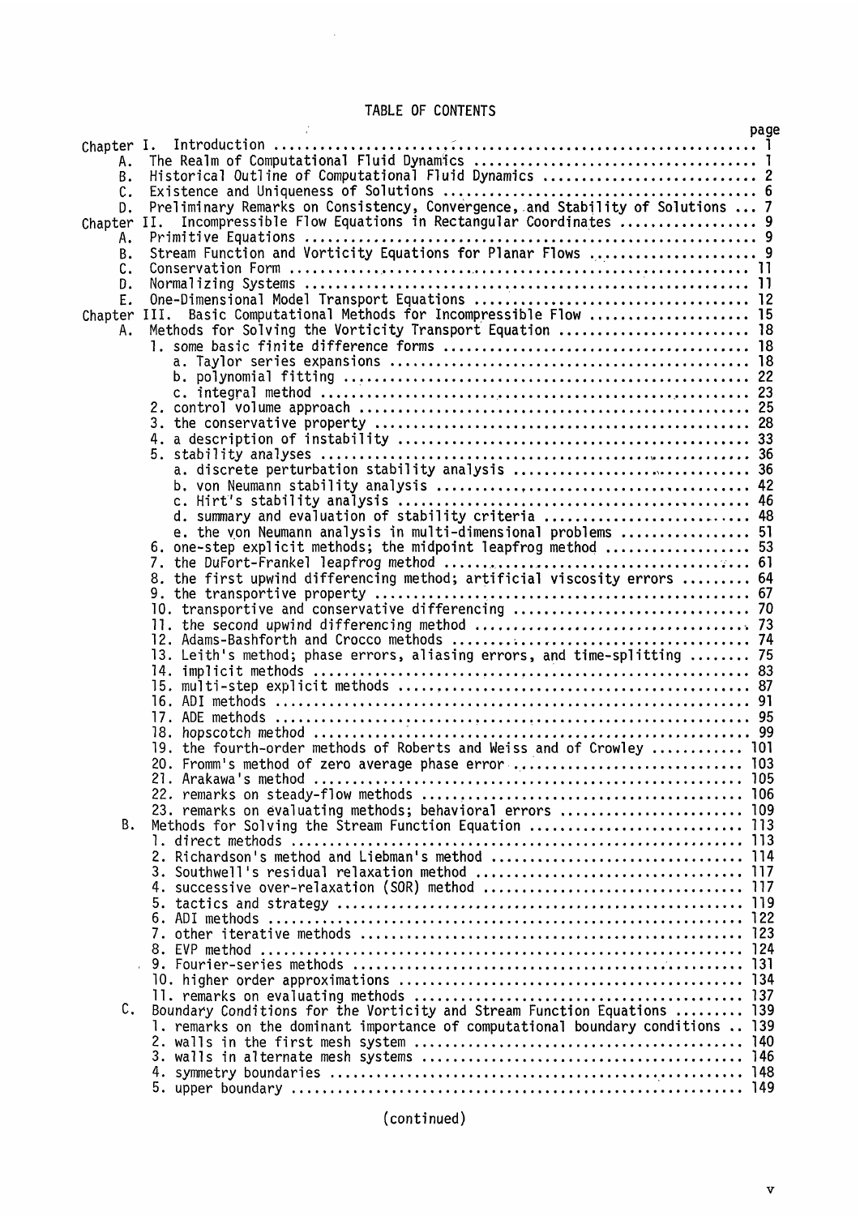# TABLE OF CONTENTS

| | page |
|---|---|
| Chapter I. Introduction | 1 |
| A. The Realm of Computational Fluid Dynamics | 1 |
| B. Historical Outline of Computational Fluid Dynamics | 2 |
| C. Existence and Uniqueness of Solutions | 6 |
| D. Preliminary Remarks on Consistency, Convergence, and Stability of Solutions | 7 |
| Chapter II. Incompressible Flow Equations in Rectangular Coordinates | 9 |
| A. Primitive Equations | 9 |
| B. Stream Function and Vorticity Equations for Planar Flows | 9 |
| C. Conservation Form | 11 |
| D. Normalizing Systems | 11 |
| E. One-Dimensional Model Transport Equations | 12 |
| Chapter III. Basic Computational Methods for Incompressible Flow | 15 |
| A. Methods for Solving the Vorticity Transport Equation | 18 |
| 1. some basic finite difference forms | 18 |
| a. Taylor series expansions | 18 |
| b. polynomial fitting | 22 |
| c. integral method | 23 |
| 2. control volume approach | 25 |
| 3. the conservative property | 28 |
| 4. a description of instability | 33 |
| 5. stability analyses | 36 |
| a. discrete perturbation stability analysis | 36 |
| b. von Neumann stability analysis | 42 |
| c. Hirt's stability analysis | 46 |
| d. summary and evaluation of stability criteria | 48 |
| e. the von Neumann analysis in multi-dimensional problems | 51 |
| 6. one-step explicit methods; the midpoint leapfrog method | 53 |
| 7. the DuFort-Frankel leapfrog method | 61 |
| 8. the first upwind differencing method; artificial viscosity errors | 64 |
| 9. the transportive property | 67 |
| 10. transportive and conservative differencing | 70 |
| 11. the second upwind differencing method | 73 |
| 12. Adams-Bashforth and Crocco methods | 74 |
| 13. Leith's method; phase errors, aliasing errors, and time-splitting | 75 |
| 14. implicit methods | 83 |
| 15. multi-step explicit methods | 87 |
| 16. ADI methods | 91 |
| 17. ADE methods | 95 |
| 18. hopscotch method | 99 |
| 19. the fourth-order methods of Roberts and Weiss and of Crowley | 101 |
| 20. Fromm's method of zero average phase error | 103 |
| 21. Arakawa's method | 105 |
| 22. remarks on steady-flow methods | 106 |
| 23. remarks on evaluating methods; behavioral errors | 109 |
| B. Methods for Solving the Stream Function Equation | 113 |
| 1. direct methods | 113 |
| 2. Richardson's method and Liebman's method | 114 |
| 3. Southwell's residual relaxation method | 117 |
| 4. successive over-relaxation (SOR) method | 117 |
| 5. tactics and strategy | 119 |
| 6. ADI methods | 122 |
| 7. other iterative methods | 123 |
| 8. EVP method | 124 |
| 9. Fourier-series methods | 131 |
| 10. higher order approximations | 134 |
| 11. remarks on evaluating methods | 137 |
| C. Boundary Conditions for the Vorticity and Stream Function Equations | 139 |
| 1. remarks on the dominant importance of computational boundary conditions | 139 |
| 2. walls in the first mesh system | 140 |
| 3. walls in alternate mesh systems | 146 |
| 4. symmetry boundaries | 148 |
| 5. upper boundary | 149 |

(continued)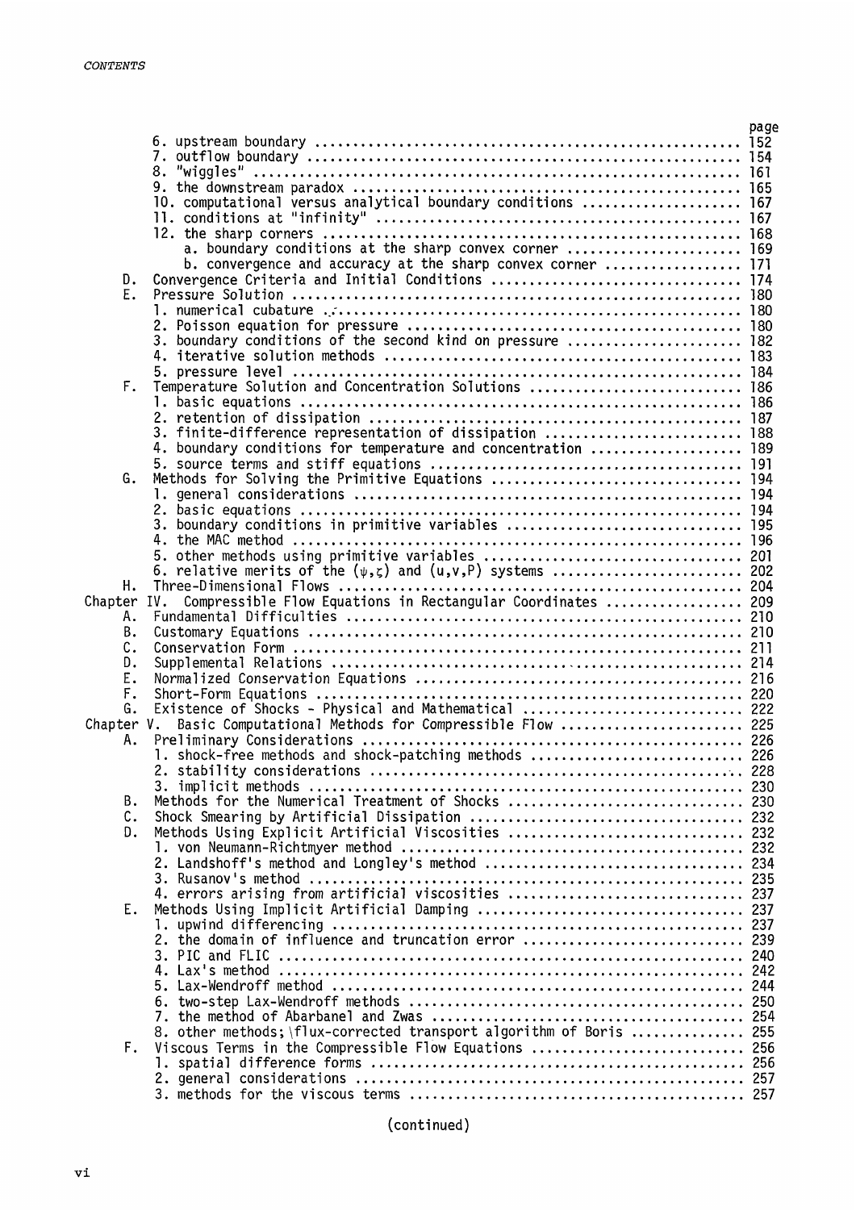| | | page |
|---|---|---|
| | 6. upstream boundary | 152 |
| | 7. outflow boundary | 154 |
| | 8. "wiggles" | 161 |
| | 9. the downstream paradox | 165 |
| | 10. computational versus analytical boundary conditions | 167 |
| | 11. conditions at "infinity" | 167 |
| | 12. the sharp corners | 168 |
| | a. boundary conditions at the sharp convex corner | 169 |
| | b. convergence and accuracy at the sharp convex corner | 171 |
| D. | Convergence Criteria and Initial Conditions | 174 |
| E. | Pressure Solution | 180 |
| | 1. numerical cubature | 180 |
| | 2. Poisson equation for pressure | 180 |
| | 3. boundary conditions of the second kind on pressure | 182 |
| | 4. iterative solution methods | 183 |
| | 5. pressure level | 184 |
| F. | Temperature Solution and Concentration Solutions | 186 |
| | 1. basic equations | 186 |
| | 2. retention of dissipation | 187 |
| | 3. finite-difference representation of dissipation | 188 |
| | 4. boundary conditions for temperature and concentration | 189 |
| | 5. source terms and stiff equations | 191 |
| G. | Methods for Solving the Primitive Equations | 194 |
| | 1. general considerations | 194 |
| | 2. basic equations | 194 |
| | 3. boundary conditions in primitive variables | 195 |
| | 4. the MAC method | 196 |
| | 5. other methods using primitive variables | 201 |
| | 6. relative merits of the $(\psi,\zeta)$ and $(u,v,P)$ systems | 202 |
| H. | Three-Dimensional Flows | 204 |
| Chapter IV. | Compressible Flow Equations in Rectangular Coordinates | 209 |
| A. | Fundamental Difficulties | 210 |
| B. | Customary Equations | 210 |
| C. | Conservation Form | 211 |
| D. | Supplemental Relations | 214 |
| E. | Normalized Conservation Equations | 216 |
| F. | Short-Form Equations | 220 |
| G. | Existence of Shocks - Physical and Mathematical | 222 |
| Chapter V. | Basic Computational Methods for Compressible Flow | 225 |
| A. | Preliminary Considerations | 226 |
| | 1. shock-free methods and shock-patching methods | 226 |
| | 2. stability considerations | 228 |
| | 3. implicit methods | 230 |
| B. | Methods for the Numerical Treatment of Shocks | 230 |
| C. | Shock Smearing by Artificial Dissipation | 232 |
| D. | Methods Using Explicit Artificial Viscosities | 232 |
| | 1. von Neumann-Richtmyer method | 232 |
| | 2. Landshoff's method and Longley's method | 234 |
| | 3. Rusanov's method | 235 |
| | 4. errors arising from artificial viscosities | 237 |
| E. | Methods Using Implicit Artificial Damping | 237 |
| | 1. upwind differencing | 237 |
| | 2. the domain of influence and truncation error | 239 |
| | 3. PIC and FLIC | 240 |
| | 4. Lax's method | 242 |
| | 5. Lax-Wendroff method | 244 |
| | 6. two-step Lax-Wendroff methods | 250 |
| | 7. the method of Abarbanel and Zwas | 254 |
| | 8. other methods; flux-corrected transport algorithm of Boris | 255 |
| F. | Viscous Terms in the Compressible Flow Equations | 256 |
| | 1. spatial difference forms | 256 |
| | 2. general considerations | 257 |
| | 3. methods for the viscous terms | 257 |

(continued)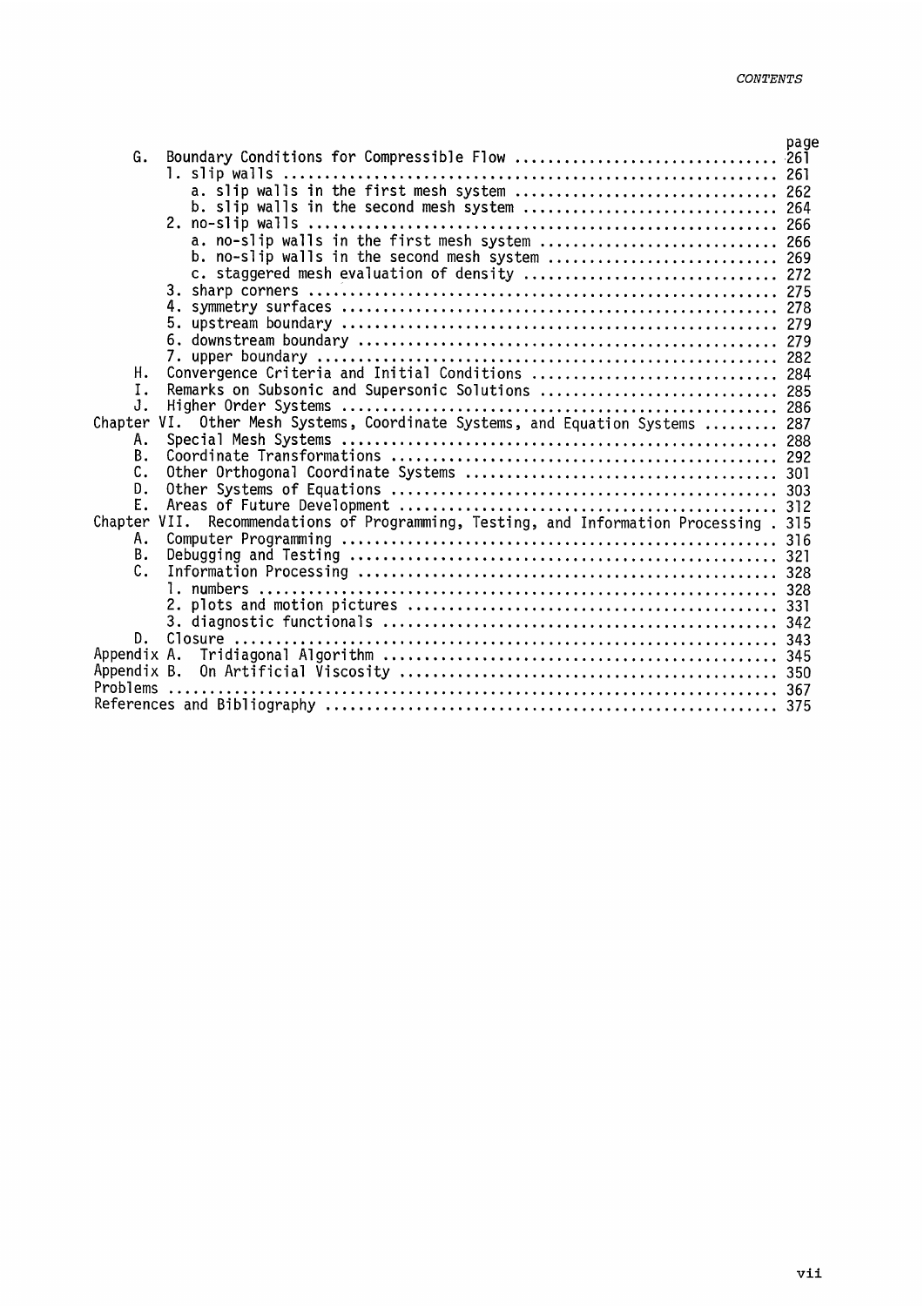| | | page |
|---|---|---|
| G. | Boundary Conditions for Compressible Flow | 261 |
| | 1. slip walls | 261 |
| | a. slip walls in the first mesh system | 262 |
| | b. slip walls in the second mesh system | 264 |
| | 2. no-slip walls | 266 |
| | a. no-slip walls in the first mesh system | 266 |
| | b. no-slip walls in the second mesh system | 269 |
| | c. staggered mesh evaluation of density | 272 |
| | 3. sharp corners | 275 |
| | 4. symmetry surfaces | 278 |
| | 5. upstream boundary | 279 |
| | 6. downstream boundary | 279 |
| | 7. upper boundary | 282 |
| H. | Convergence Criteria and Initial Conditions | 284 |
| I. | Remarks on Subsonic and Supersonic Solutions | 285 |
| J. | Higher Order Systems | 286 |
| Chapter VI. | Other Mesh Systems, Coordinate Systems, and Equation Systems | 287 |
| A. | Special Mesh Systems | 288 |
| B. | Coordinate Transformations | 292 |
| C. | Other Orthogonal Coordinate Systems | 301 |
| D. | Other Systems of Equations | 303 |
| E. | Areas of Future Development | 312 |
| Chapter VII. | Recommendations of Programming, Testing, and Information Processing | 315 |
| A. | Computer Programming | 316 |
| B. | Debugging and Testing | 321 |
| C. | Information Processing | 328 |
| | 1. numbers | 328 |
| | 2. plots and motion pictures | 331 |
| | 3. diagnostic functionals | 342 |
| D. | Closure | 343 |
| Appendix A. | Tridiagonal Algorithm | 345 |
| Appendix B. | On Artificial Viscosity | 350 |
| Problems | | 367 |
| References and Bibliography | | 375 |